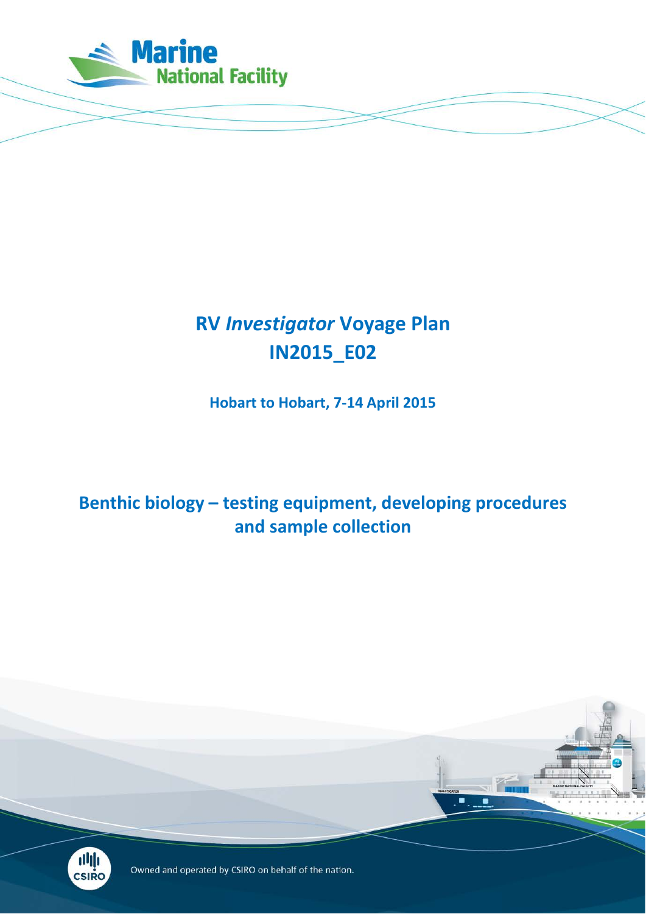Marine National Facility

# RV *Investigator* Voyage Plan IN2015_E02

**Hobart to Hobart, 7-14 April 2015**

## Benthic biology – testing equipment, developing procedures and sample collection

Owned and operated by CSIRO on behalf of the nation.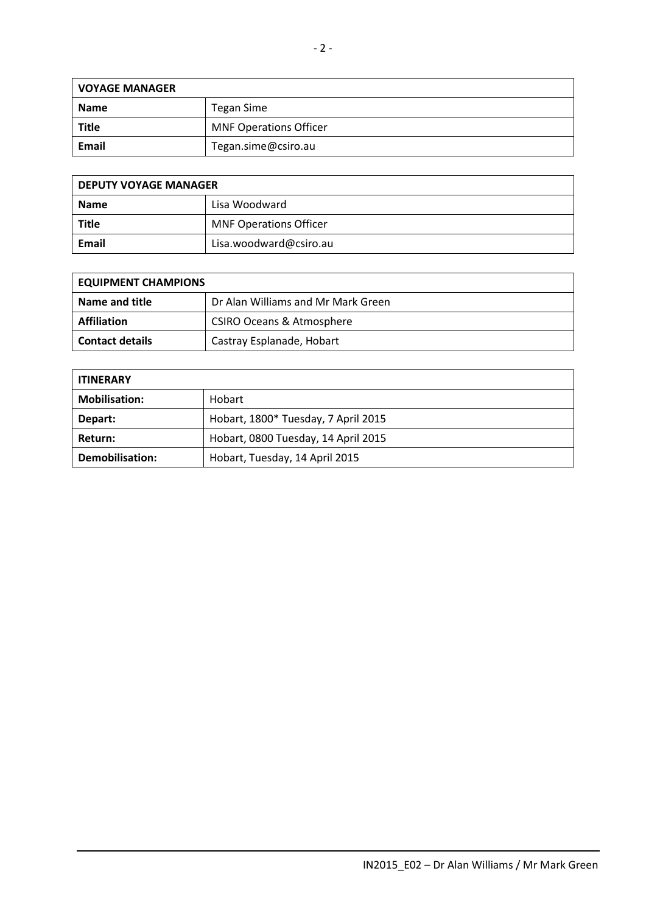| VOYAGE MANAGER | |
| --- | --- |
| **Name** | Tegan Sime |
| **Title** | MNF Operations Officer |
| **Email** | Tegan.sime@csiro.au |

| DEPUTY VOYAGE MANAGER | |
| --- | --- |
| **Name** | Lisa Woodward |
| **Title** | MNF Operations Officer |
| **Email** | Lisa.woodward@csiro.au |

| EQUIPMENT CHAMPIONS | |
| --- | --- |
| **Name and title** | Dr Alan Williams and Mr Mark Green |
| **Affiliation** | CSIRO Oceans & Atmosphere |
| **Contact details** | Castray Esplanade, Hobart |

| ITINERARY | |
| --- | --- |
| **Mobilisation:** | Hobart |
| **Depart:** | Hobart, 1800* Tuesday, 7 April 2015 |
| **Return:** | Hobart, 0800 Tuesday, 14 April 2015 |
| **Demobilisation:** | Hobart, Tuesday, 14 April 2015 |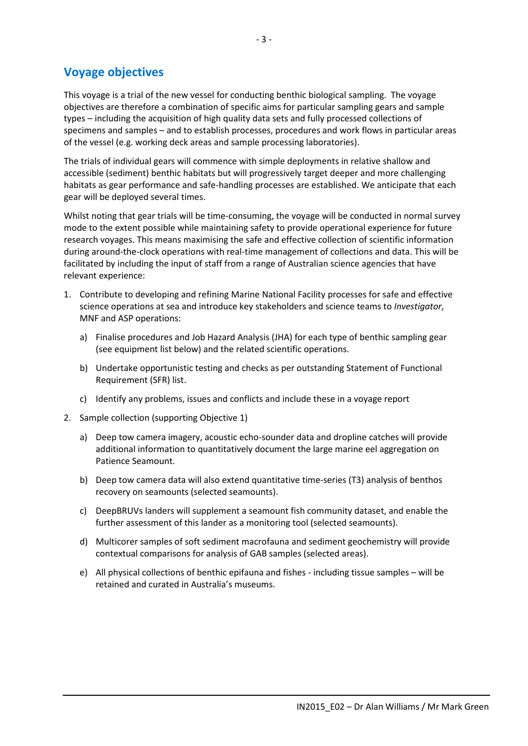## Voyage objectives

This voyage is a trial of the new vessel for conducting benthic biological sampling. The voyage objectives are therefore a combination of specific aims for particular sampling gears and sample types – including the acquisition of high quality data sets and fully processed collections of specimens and samples – and to establish processes, procedures and work flows in particular areas of the vessel (e.g. working deck areas and sample processing laboratories).

The trials of individual gears will commence with simple deployments in relative shallow and accessible (sediment) benthic habitats but will progressively target deeper and more challenging habitats as gear performance and safe-handling processes are established. We anticipate that each gear will be deployed several times.

Whilst noting that gear trials will be time-consuming, the voyage will be conducted in normal survey mode to the extent possible while maintaining safety to provide operational experience for future research voyages. This means maximising the safe and effective collection of scientific information during around-the-clock operations with real-time management of collections and data. This will be facilitated by including the input of staff from a range of Australian science agencies that have relevant experience:

1. Contribute to developing and refining Marine National Facility processes for safe and effective science operations at sea and introduce key stakeholders and science teams to *Investigator*, MNF and ASP operations:
   a) Finalise procedures and Job Hazard Analysis (JHA) for each type of benthic sampling gear (see equipment list below) and the related scientific operations.
   b) Undertake opportunistic testing and checks as per outstanding Statement of Functional Requirement (SFR) list.
   c) Identify any problems, issues and conflicts and include these in a voyage report
2. Sample collection (supporting Objective 1)
   a) Deep tow camera imagery, acoustic echo-sounder data and dropline catches will provide additional information to quantitatively document the large marine eel aggregation on Patience Seamount.
   b) Deep tow camera data will also extend quantitative time-series (T3) analysis of benthos recovery on seamounts (selected seamounts).
   c) DeepBRUVs landers will supplement a seamount fish community dataset, and enable the further assessment of this lander as a monitoring tool (selected seamounts).
   d) Multicorer samples of soft sediment macrofauna and sediment geochemistry will provide contextual comparisons for analysis of GAB samples (selected areas).
   e) All physical collections of benthic epifauna and fishes - including tissue samples – will be retained and curated in Australia's museums.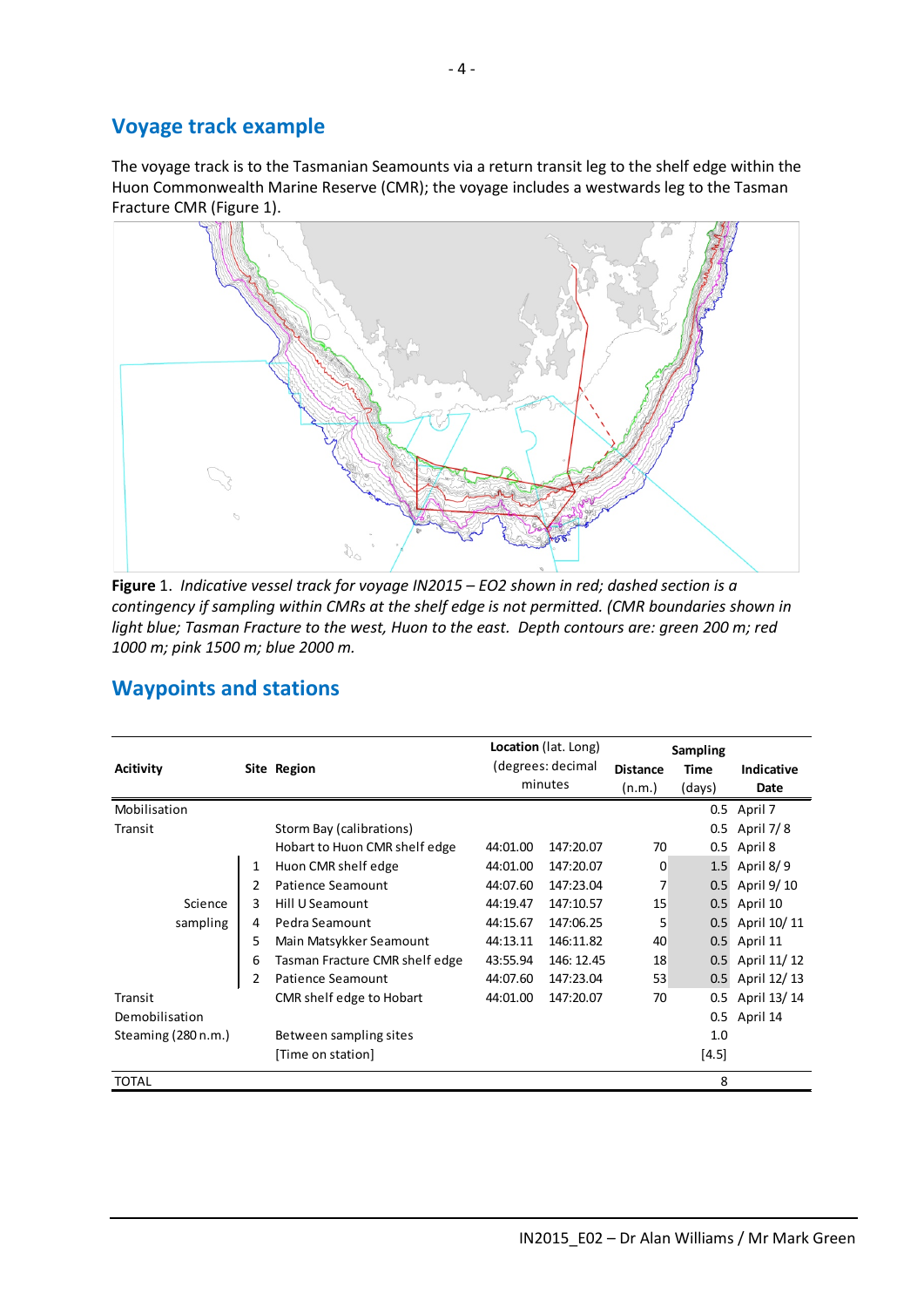## Voyage track example

The voyage track is to the Tasmanian Seamounts via a return transit leg to the shelf edge within the Huon Commonwealth Marine Reserve (CMR); the voyage includes a westwards leg to the Tasman Fracture CMR (Figure 1).

**Figure** 1. *Indicative vessel track for voyage IN2015 – EO2 shown in red; dashed section is a contingency if sampling within CMRs at the shelf edge is not permitted. (CMR boundaries shown in light blue; Tasman Fracture to the west, Huon to the east. Depth contours are: green 200 m; red 1000 m; pink 1500 m; blue 2000 m.*

## Waypoints and stations

| **Acitivity** | **Site** | **Region** | **Location** (lat. Long) (degrees: decimal minutes) | | **Distance** (n.m.) | **Sampling Time** (days) | **Indicative Date** |
|---|---|---|---|---|---|---|---|
| Mobilisation | | | | | | 0.5 | April 7 |
| Transit | | Storm Bay (calibrations) | | | | 0.5 | April 7/ 8 |
| | | Hobart to Huon CMR shelf edge | 44:01.00 | 147:20.07 | 70 | 0.5 | April 8 |
| Science sampling | 1 | Huon CMR shelf edge | 44:01.00 | 147:20.07 | 0 | 1.5 | April 8/ 9 |
| | 2 | Patience Seamount | 44:07.60 | 147:23.04 | 7 | 0.5 | April 9/ 10 |
| | 3 | Hill U Seamount | 44:19.47 | 147:10.57 | 15 | 0.5 | April 10 |
| | 4 | Pedra Seamount | 44:15.67 | 147:06.25 | 5 | 0.5 | April 10/ 11 |
| | 5 | Main Matsykker Seamount | 44:13.11 | 146:11.82 | 40 | 0.5 | April 11 |
| | 6 | Tasman Fracture CMR shelf edge | 43:55.94 | 146: 12.45 | 18 | 0.5 | April 11/ 12 |
| | 2 | Patience Seamount | 44:07.60 | 147:23.04 | 53 | 0.5 | April 12/ 13 |
| Transit | | CMR shelf edge to Hobart | 44:01.00 | 147:20.07 | 70 | 0.5 | April 13/ 14 |
| Demobilisation | | | | | | 0.5 | April 14 |
| Steaming (280 n.m.) | | Between sampling sites | | | | 1.0 | |
| | | [Time on station] | | | | [4.5] | |
| TOTAL | | | | | | 8 | |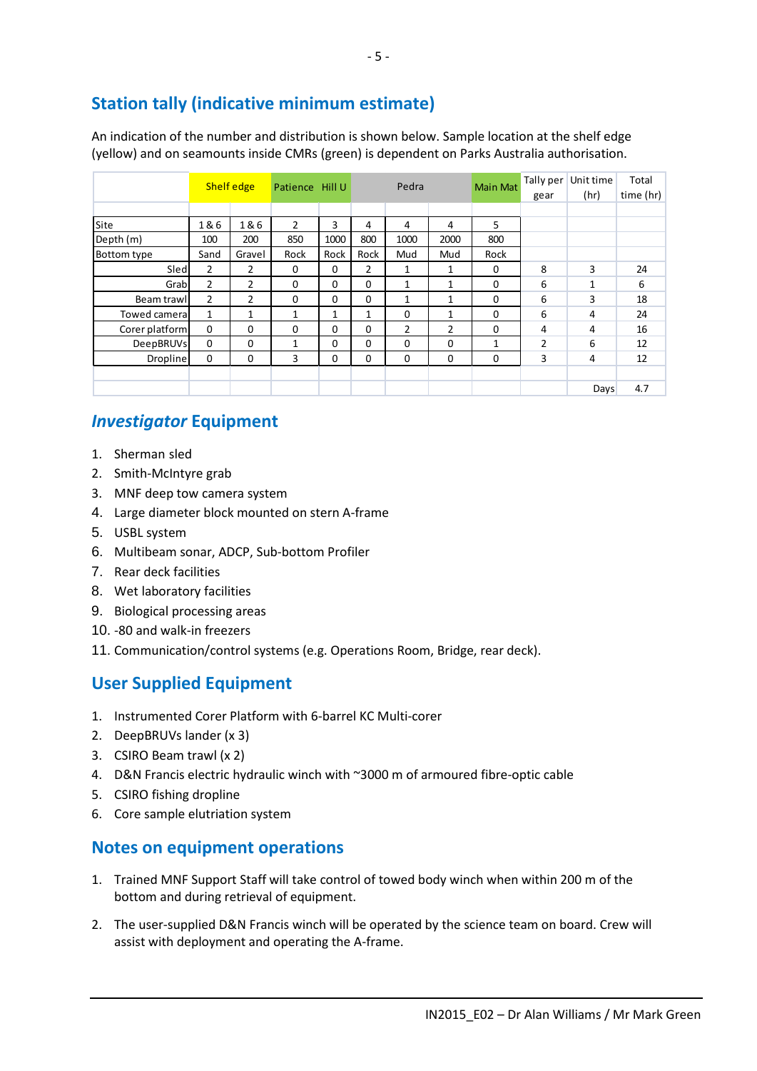## Station tally (indicative minimum estimate)

An indication of the number and distribution is shown below. Sample location at the shelf edge (yellow) and on seamounts inside CMRs (green) is dependent on Parks Australia authorisation.

| | Shelf edge | | Patience | Hill U | Pedra | | | Main Mat | Tally per gear | Unit time (hr) | Total time (hr) |
|---|---|---|---|---|---|---|---|---|---|---|---|
| Site | 1 & 6 | 1 & 6 | 2 | 3 | 4 | 4 | 4 | 5 | | | |
| Depth (m) | 100 | 200 | 850 | 1000 | 800 | 1000 | 2000 | 800 | | | |
| Bottom type | Sand | Gravel | Rock | Rock | Rock | Mud | Mud | Rock | | | |
| Sled | 2 | 2 | 0 | 0 | 2 | 1 | 1 | 0 | 8 | 3 | 24 |
| Grab | 2 | 2 | 0 | 0 | 0 | 1 | 1 | 0 | 6 | 1 | 6 |
| Beam trawl | 2 | 2 | 0 | 0 | 0 | 1 | 1 | 0 | 6 | 3 | 18 |
| Towed camera | 1 | 1 | 1 | 1 | 1 | 0 | 1 | 0 | 6 | 4 | 24 |
| Corer platform | 0 | 0 | 0 | 0 | 0 | 2 | 2 | 0 | 4 | 4 | 16 |
| DeepBRUVs | 0 | 0 | 1 | 0 | 0 | 0 | 0 | 1 | 2 | 6 | 12 |
| Dropline | 0 | 0 | 3 | 0 | 0 | 0 | 0 | 0 | 3 | 4 | 12 |
| | | | | | | | | | | Days | 4.7 |

## *Investigator* Equipment

1. Sherman sled
2. Smith-McIntyre grab
3. MNF deep tow camera system
4. Large diameter block mounted on stern A-frame
5. USBL system
6. Multibeam sonar, ADCP, Sub-bottom Profiler
7. Rear deck facilities
8. Wet laboratory facilities
9. Biological processing areas
10. -80 and walk-in freezers
11. Communication/control systems (e.g. Operations Room, Bridge, rear deck).

## User Supplied Equipment

1. Instrumented Corer Platform with 6-barrel KC Multi-corer
2. DeepBRUVs lander (x 3)
3. CSIRO Beam trawl (x 2)
4. D&N Francis electric hydraulic winch with ~3000 m of armoured fibre-optic cable
5. CSIRO fishing dropline
6. Core sample elutriation system

## Notes on equipment operations

1. Trained MNF Support Staff will take control of towed body winch when within 200 m of the bottom and during retrieval of equipment.
2. The user-supplied D&N Francis winch will be operated by the science team on board. Crew will assist with deployment and operating the A-frame.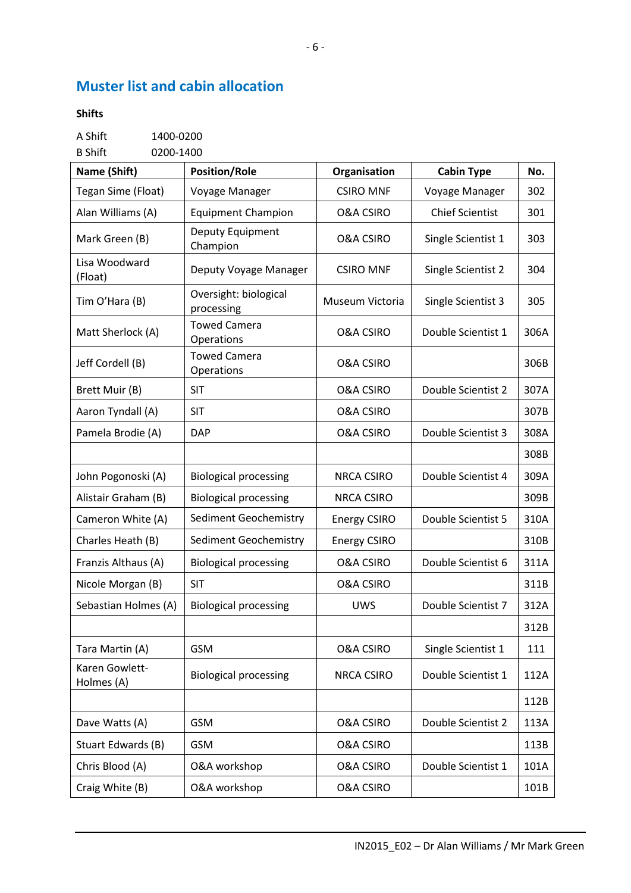## Muster list and cabin allocation

**Shifts**

A Shift 1400-0200
B Shift 0200-1400

| Name (Shift) | Position/Role | Organisation | Cabin Type | No. |
|---|---|---|---|---|
| Tegan Sime (Float) | Voyage Manager | CSIRO MNF | Voyage Manager | 302 |
| Alan Williams (A) | Equipment Champion | O&A CSIRO | Chief Scientist | 301 |
| Mark Green (B) | Deputy Equipment Champion | O&A CSIRO | Single Scientist 1 | 303 |
| Lisa Woodward (Float) | Deputy Voyage Manager | CSIRO MNF | Single Scientist 2 | 304 |
| Tim O'Hara (B) | Oversight: biological processing | Museum Victoria | Single Scientist 3 | 305 |
| Matt Sherlock (A) | Towed Camera Operations | O&A CSIRO | Double Scientist 1 | 306A |
| Jeff Cordell (B) | Towed Camera Operations | O&A CSIRO | | 306B |
| Brett Muir (B) | SIT | O&A CSIRO | Double Scientist 2 | 307A |
| Aaron Tyndall (A) | SIT | O&A CSIRO | | 307B |
| Pamela Brodie (A) | DAP | O&A CSIRO | Double Scientist 3 | 308A |
| | | | | 308B |
| John Pogonoski (A) | Biological processing | NRCA CSIRO | Double Scientist 4 | 309A |
| Alistair Graham (B) | Biological processing | NRCA CSIRO | | 309B |
| Cameron White (A) | Sediment Geochemistry | Energy CSIRO | Double Scientist 5 | 310A |
| Charles Heath (B) | Sediment Geochemistry | Energy CSIRO | | 310B |
| Franzis Althaus (A) | Biological processing | O&A CSIRO | Double Scientist 6 | 311A |
| Nicole Morgan (B) | SIT | O&A CSIRO | | 311B |
| Sebastian Holmes (A) | Biological processing | UWS | Double Scientist 7 | 312A |
| | | | | 312B |
| Tara Martin (A) | GSM | O&A CSIRO | Single Scientist 1 | 111 |
| Karen Gowlett-Holmes (A) | Biological processing | NRCA CSIRO | Double Scientist 1 | 112A |
| | | | | 112B |
| Dave Watts (A) | GSM | O&A CSIRO | Double Scientist 2 | 113A |
| Stuart Edwards (B) | GSM | O&A CSIRO | | 113B |
| Chris Blood (A) | O&A workshop | O&A CSIRO | Double Scientist 1 | 101A |
| Craig White (B) | O&A workshop | O&A CSIRO | | 101B |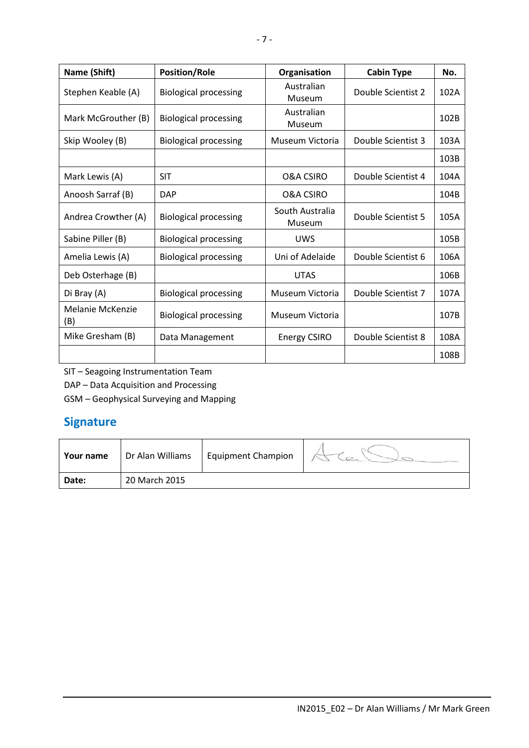| Name (Shift) | Position/Role | Organisation | Cabin Type | No. |
|---|---|---|---|---|
| Stephen Keable (A) | Biological processing | Australian Museum | Double Scientist 2 | 102A |
| Mark McGrouther (B) | Biological processing | Australian Museum | | 102B |
| Skip Wooley (B) | Biological processing | Museum Victoria | Double Scientist 3 | 103A |
| | | | | 103B |
| Mark Lewis (A) | SIT | O&A CSIRO | Double Scientist 4 | 104A |
| Anoosh Sarraf (B) | DAP | O&A CSIRO | | 104B |
| Andrea Crowther (A) | Biological processing | South Australia Museum | Double Scientist 5 | 105A |
| Sabine Piller (B) | Biological processing | UWS | | 105B |
| Amelia Lewis (A) | Biological processing | Uni of Adelaide | Double Scientist 6 | 106A |
| Deb Osterhage (B) | | UTAS | | 106B |
| Di Bray (A) | Biological processing | Museum Victoria | Double Scientist 7 | 107A |
| Melanie McKenzie (B) | Biological processing | Museum Victoria | | 107B |
| Mike Gresham (B) | Data Management | Energy CSIRO | Double Scientist 8 | 108A |
| | | | | 108B |

SIT – Seagoing Instrumentation Team

DAP – Data Acquisition and Processing

GSM – Geophysical Surveying and Mapping

## Signature

| | | | |
|---|---|---|---|
| **Your name** | Dr Alan Williams | Equipment Champion | |
| **Date:** | 20 March 2015 | | |